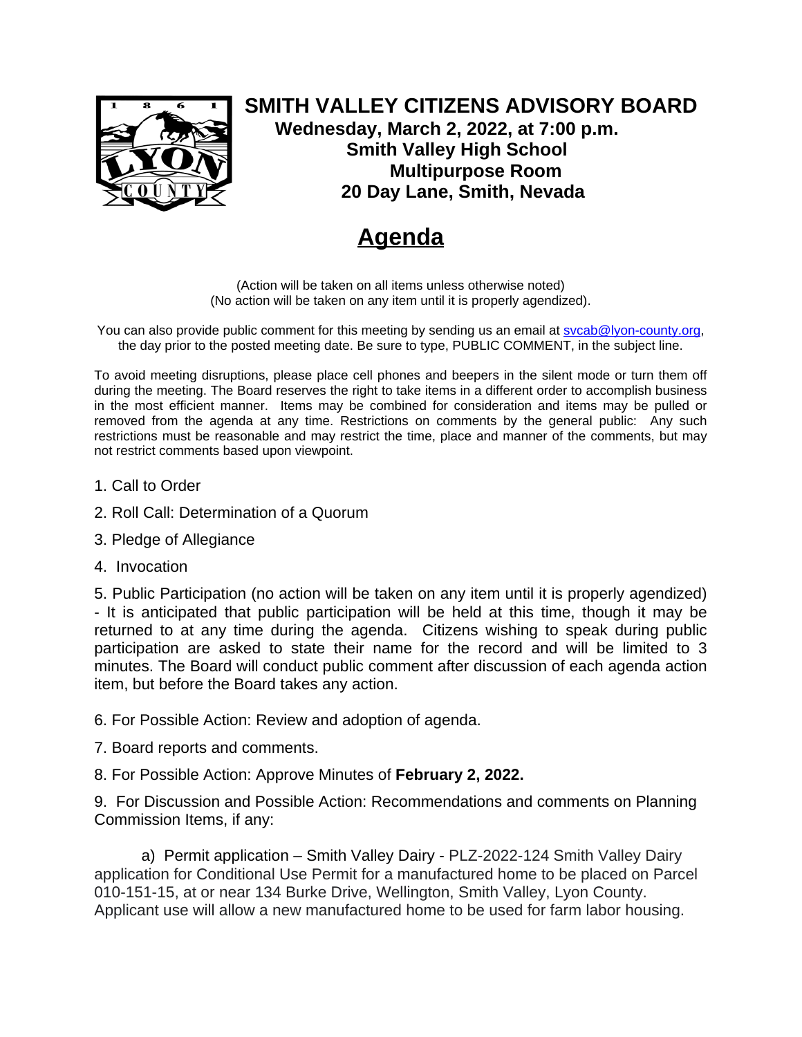# SMITH VALLEY CITIZENS ADVISORY BOARD

**Wednesday, March 2, 2022, at 7:00 p.m.**
**Smith Valley High School**
**Multipurpose Room**
**20 Day Lane, Smith, Nevada**

## Agenda

(Action will be taken on all items unless otherwise noted)
(No action will be taken on any item until it is properly agendized).

You can also provide public comment for this meeting by sending us an email at svcab@lyon-county.org, the day prior to the posted meeting date. Be sure to type, PUBLIC COMMENT, in the subject line.

To avoid meeting disruptions, please place cell phones and beepers in the silent mode or turn them off during the meeting. The Board reserves the right to take items in a different order to accomplish business in the most efficient manner. Items may be combined for consideration and items may be pulled or removed from the agenda at any time. Restrictions on comments by the general public: Any such restrictions must be reasonable and may restrict the time, place and manner of the comments, but may not restrict comments based upon viewpoint.

1. Call to Order
2. Roll Call: Determination of a Quorum
3. Pledge of Allegiance
4. Invocation
5. Public Participation (no action will be taken on any item until it is properly agendized) - It is anticipated that public participation will be held at this time, though it may be returned to at any time during the agenda. Citizens wishing to speak during public participation are asked to state their name for the record and will be limited to 3 minutes. The Board will conduct public comment after discussion of each agenda action item, but before the Board takes any action.
6. For Possible Action: Review and adoption of agenda.
7. Board reports and comments.
8. For Possible Action: Approve Minutes of **February 2, 2022.**
9. For Discussion and Possible Action: Recommendations and comments on Planning Commission Items, if any:

    a) Permit application – Smith Valley Dairy - PLZ-2022-124 Smith Valley Dairy application for Conditional Use Permit for a manufactured home to be placed on Parcel 010-151-15, at or near 134 Burke Drive, Wellington, Smith Valley, Lyon County. Applicant use will allow a new manufactured home to be used for farm labor housing.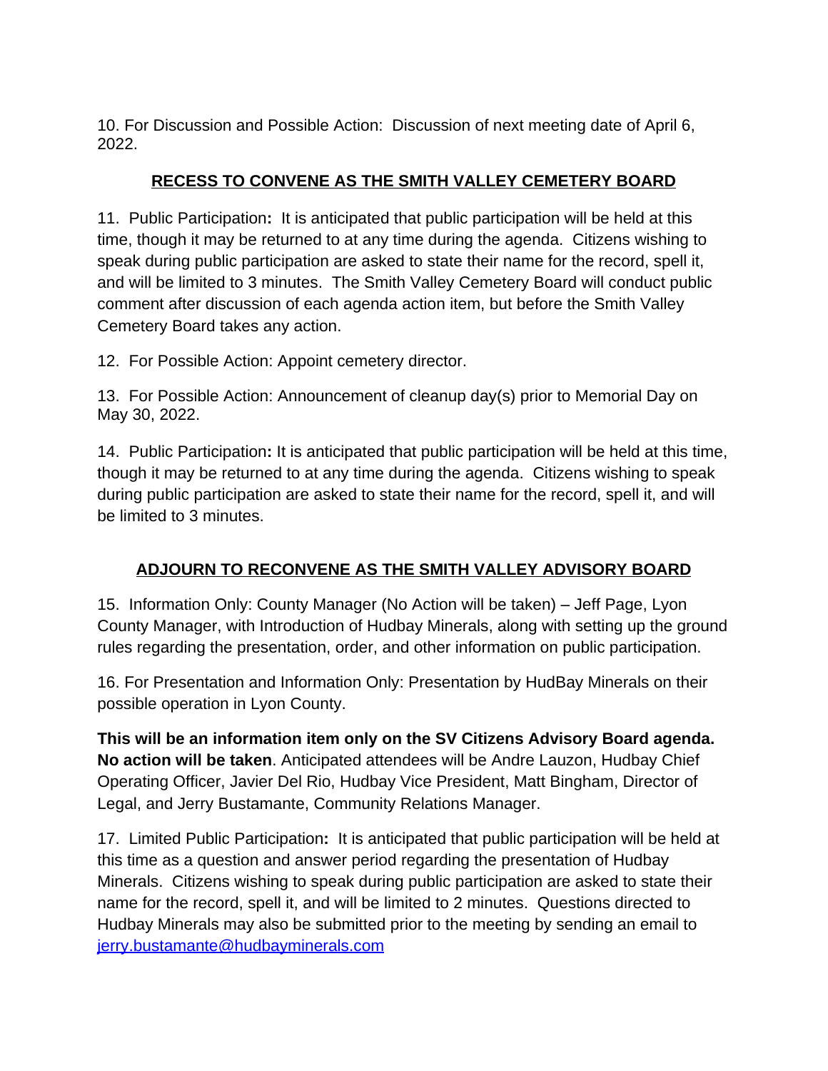10. For Discussion and Possible Action: Discussion of next meeting date of April 6, 2022.

**RECESS TO CONVENE AS THE SMITH VALLEY CEMETERY BOARD**

11. Public Participation**:** It is anticipated that public participation will be held at this time, though it may be returned to at any time during the agenda. Citizens wishing to speak during public participation are asked to state their name for the record, spell it, and will be limited to 3 minutes. The Smith Valley Cemetery Board will conduct public comment after discussion of each agenda action item, but before the Smith Valley Cemetery Board takes any action.

12. For Possible Action: Appoint cemetery director.

13. For Possible Action: Announcement of cleanup day(s) prior to Memorial Day on May 30, 2022.

14. Public Participation**:** It is anticipated that public participation will be held at this time, though it may be returned to at any time during the agenda. Citizens wishing to speak during public participation are asked to state their name for the record, spell it, and will be limited to 3 minutes.

**ADJOURN TO RECONVENE AS THE SMITH VALLEY ADVISORY BOARD**

15. Information Only: County Manager (No Action will be taken) – Jeff Page, Lyon County Manager, with Introduction of Hudbay Minerals, along with setting up the ground rules regarding the presentation, order, and other information on public participation.

16. For Presentation and Information Only: Presentation by HudBay Minerals on their possible operation in Lyon County.

**This will be an information item only on the SV Citizens Advisory Board agenda. No action will be taken**. Anticipated attendees will be Andre Lauzon, Hudbay Chief Operating Officer, Javier Del Rio, Hudbay Vice President, Matt Bingham, Director of Legal, and Jerry Bustamante, Community Relations Manager.

17. Limited Public Participation**:** It is anticipated that public participation will be held at this time as a question and answer period regarding the presentation of Hudbay Minerals. Citizens wishing to speak during public participation are asked to state their name for the record, spell it, and will be limited to 2 minutes. Questions directed to Hudbay Minerals may also be submitted prior to the meeting by sending an email to jerry.bustamante@hudbayminerals.com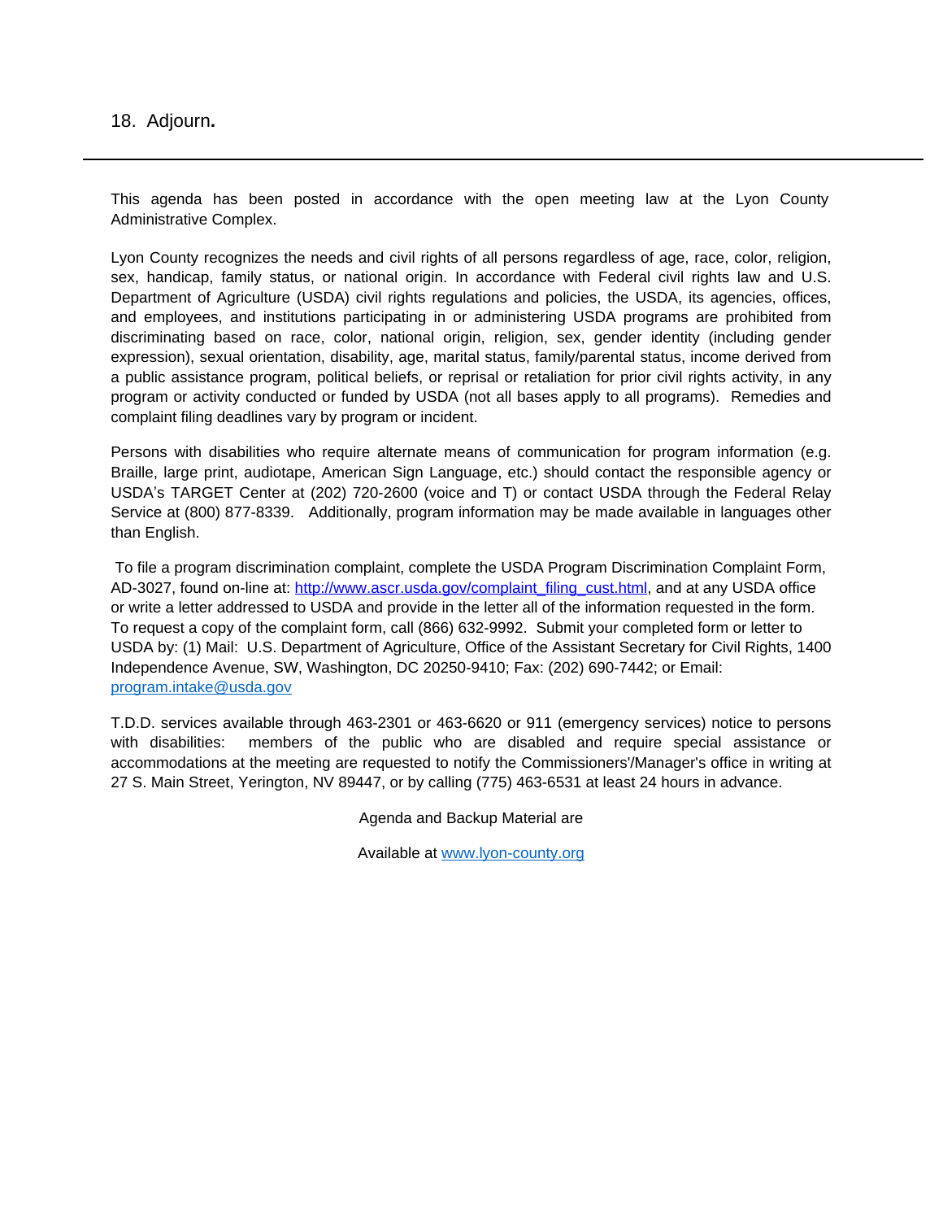18. Adjourn**.**

---

This agenda has been posted in accordance with the open meeting law at the Lyon County Administrative Complex.

Lyon County recognizes the needs and civil rights of all persons regardless of age, race, color, religion, sex, handicap, family status, or national origin. In accordance with Federal civil rights law and U.S. Department of Agriculture (USDA) civil rights regulations and policies, the USDA, its agencies, offices, and employees, and institutions participating in or administering USDA programs are prohibited from discriminating based on race, color, national origin, religion, sex, gender identity (including gender expression), sexual orientation, disability, age, marital status, family/parental status, income derived from a public assistance program, political beliefs, or reprisal or retaliation for prior civil rights activity, in any program or activity conducted or funded by USDA (not all bases apply to all programs). Remedies and complaint filing deadlines vary by program or incident.

Persons with disabilities who require alternate means of communication for program information (e.g. Braille, large print, audiotape, American Sign Language, etc.) should contact the responsible agency or USDA's TARGET Center at (202) 720-2600 (voice and T) or contact USDA through the Federal Relay Service at (800) 877-8339. Additionally, program information may be made available in languages other than English.

To file a program discrimination complaint, complete the USDA Program Discrimination Complaint Form, AD-3027, found on-line at: [http://www.ascr.usda.gov/complaint_filing_cust.html](http://www.ascr.usda.gov/complaint_filing_cust.html), and at any USDA office or write a letter addressed to USDA and provide in the letter all of the information requested in the form. To request a copy of the complaint form, call (866) 632-9992. Submit your completed form or letter to USDA by: (1) Mail: U.S. Department of Agriculture, Office of the Assistant Secretary for Civil Rights, 1400 Independence Avenue, SW, Washington, DC 20250-9410; Fax: (202) 690-7442; or Email: [program.intake@usda.gov](mailto:program.intake@usda.gov)

T.D.D. services available through 463-2301 or 463-6620 or 911 (emergency services) notice to persons with disabilities: members of the public who are disabled and require special assistance or accommodations at the meeting are requested to notify the Commissioners'/Manager's office in writing at 27 S. Main Street, Yerington, NV 89447, or by calling (775) 463-6531 at least 24 hours in advance.

Agenda and Backup Material are

Available at [www.lyon-county.org](http://www.lyon-county.org)